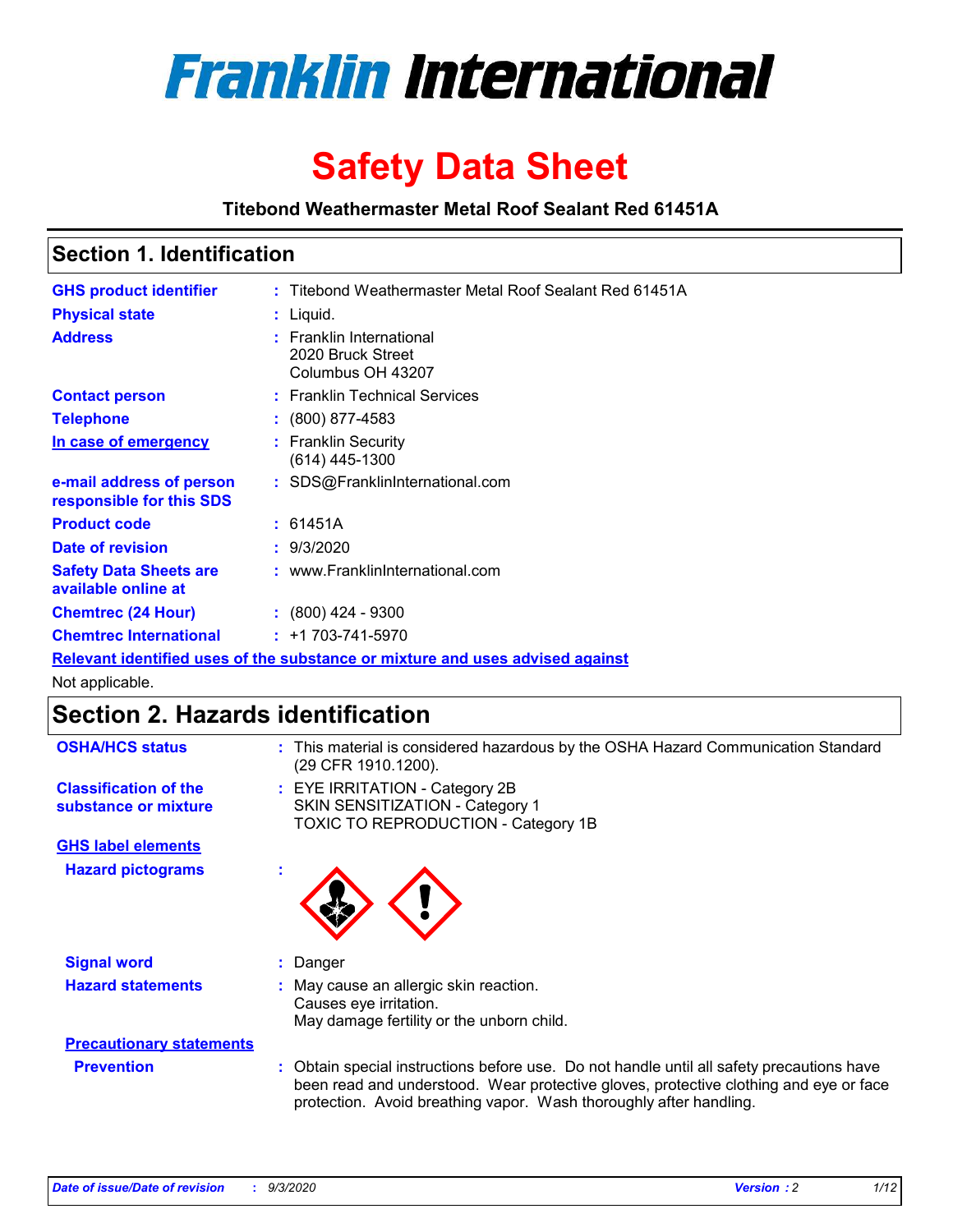# Franklin International

# Safety Data Sheet

**Titebond Weathermaster Metal Roof Sealant Red 61451A**

## Section 1. Identification

| | | |
|---|---|---|
| **GHS product identifier** | : | Titebond Weathermaster Metal Roof Sealant Red 61451A |
| **Physical state** | : | Liquid. |
| **Address** | : | Franklin International<br>2020 Bruck Street<br>Columbus OH 43207 |
| **Contact person** | : | Franklin Technical Services |
| **Telephone** | : | (800) 877-4583 |
| **In case of emergency** | : | Franklin Security<br>(614) 445-1300 |
| **e-mail address of person responsible for this SDS** | : | SDS@FranklinInternational.com |
| **Product code** | : | 61451A |
| **Date of revision** | : | 9/3/2020 |
| **Safety Data Sheets are available online at** | : | www.FranklinInternational.com |
| **Chemtrec (24 Hour)** | : | (800) 424 - 9300 |
| **Chemtrec International** | : | +1 703-741-5970 |

**Relevant identified uses of the substance or mixture and uses advised against**

Not applicable.

## Section 2. Hazards identification

| | | |
|---|---|---|
| **OSHA/HCS status** | : | This material is considered hazardous by the OSHA Hazard Communication Standard (29 CFR 1910.1200). |
| **Classification of the substance or mixture** | : | EYE IRRITATION - Category 2B<br>SKIN SENSITIZATION - Category 1<br>TOXIC TO REPRODUCTION - Category 1B |

**GHS label elements**

| | | |
|---|---|---|
| **Hazard pictograms** | : | |
| **Signal word** | : | Danger |
| **Hazard statements** | : | May cause an allergic skin reaction.<br>Causes eye irritation.<br>May damage fertility or the unborn child. |

**Precautionary statements**

| | | |
|---|---|---|
| **Prevention** | : | Obtain special instructions before use. Do not handle until all safety precautions have been read and understood. Wear protective gloves, protective clothing and eye or face protection. Avoid breathing vapor. Wash thoroughly after handling. |

*Date of issue/Date of revision* : 9/3/2020 *Version* : 2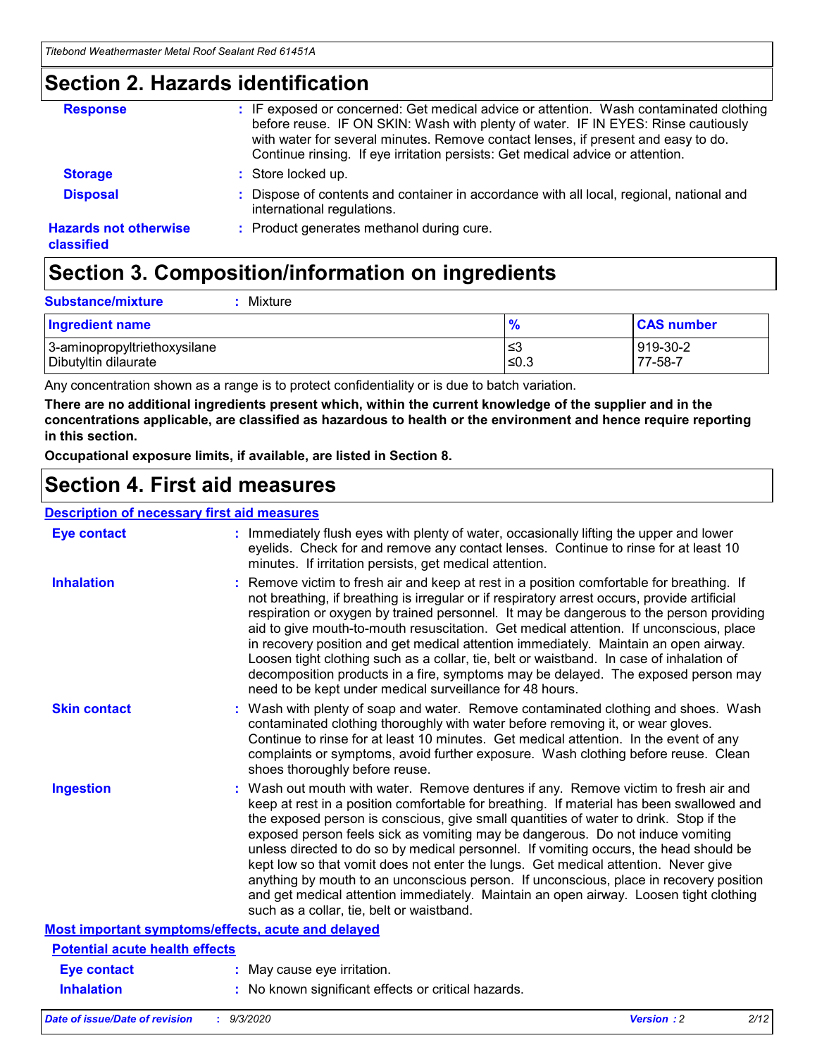## Section 2. Hazards identification

**Response** : IF exposed or concerned: Get medical advice or attention. Wash contaminated clothing before reuse. IF ON SKIN: Wash with plenty of water. IF IN EYES: Rinse cautiously with water for several minutes. Remove contact lenses, if present and easy to do. Continue rinsing. If eye irritation persists: Get medical advice or attention.

**Storage** : Store locked up.

**Disposal** : Dispose of contents and container in accordance with all local, regional, national and international regulations.

**Hazards not otherwise classified** : Product generates methanol during cure.

## Section 3. Composition/information on ingredients

**Substance/mixture** : Mixture

| Ingredient name | % | CAS number |
|---|---|---|
| 3-aminopropyltriethoxysilane | ≤3 | 919-30-2 |
| Dibutyltin dilaurate | ≤0.3 | 77-58-7 |

Any concentration shown as a range is to protect confidentiality or is due to batch variation.

**There are no additional ingredients present which, within the current knowledge of the supplier and in the concentrations applicable, are classified as hazardous to health or the environment and hence require reporting in this section.**

**Occupational exposure limits, if available, are listed in Section 8.**

## Section 4. First aid measures

### Description of necessary first aid measures

**Eye contact** : Immediately flush eyes with plenty of water, occasionally lifting the upper and lower eyelids. Check for and remove any contact lenses. Continue to rinse for at least 10 minutes. If irritation persists, get medical attention.

**Inhalation** : Remove victim to fresh air and keep at rest in a position comfortable for breathing. If not breathing, if breathing is irregular or if respiratory arrest occurs, provide artificial respiration or oxygen by trained personnel. It may be dangerous to the person providing aid to give mouth-to-mouth resuscitation. Get medical attention. If unconscious, place in recovery position and get medical attention immediately. Maintain an open airway. Loosen tight clothing such as a collar, tie, belt or waistband. In case of inhalation of decomposition products in a fire, symptoms may be delayed. The exposed person may need to be kept under medical surveillance for 48 hours.

**Skin contact** : Wash with plenty of soap and water. Remove contaminated clothing and shoes. Wash contaminated clothing thoroughly with water before removing it, or wear gloves. Continue to rinse for at least 10 minutes. Get medical attention. In the event of any complaints or symptoms, avoid further exposure. Wash clothing before reuse. Clean shoes thoroughly before reuse.

**Ingestion** : Wash out mouth with water. Remove dentures if any. Remove victim to fresh air and keep at rest in a position comfortable for breathing. If material has been swallowed and the exposed person is conscious, give small quantities of water to drink. Stop if the exposed person feels sick as vomiting may be dangerous. Do not induce vomiting unless directed to do so by medical personnel. If vomiting occurs, the head should be kept low so that vomit does not enter the lungs. Get medical attention. Never give anything by mouth to an unconscious person. If unconscious, place in recovery position and get medical attention immediately. Maintain an open airway. Loosen tight clothing such as a collar, tie, belt or waistband.

### Most important symptoms/effects, acute and delayed

#### Potential acute health effects

**Eye contact** : May cause eye irritation.

**Inhalation** : No known significant effects or critical hazards.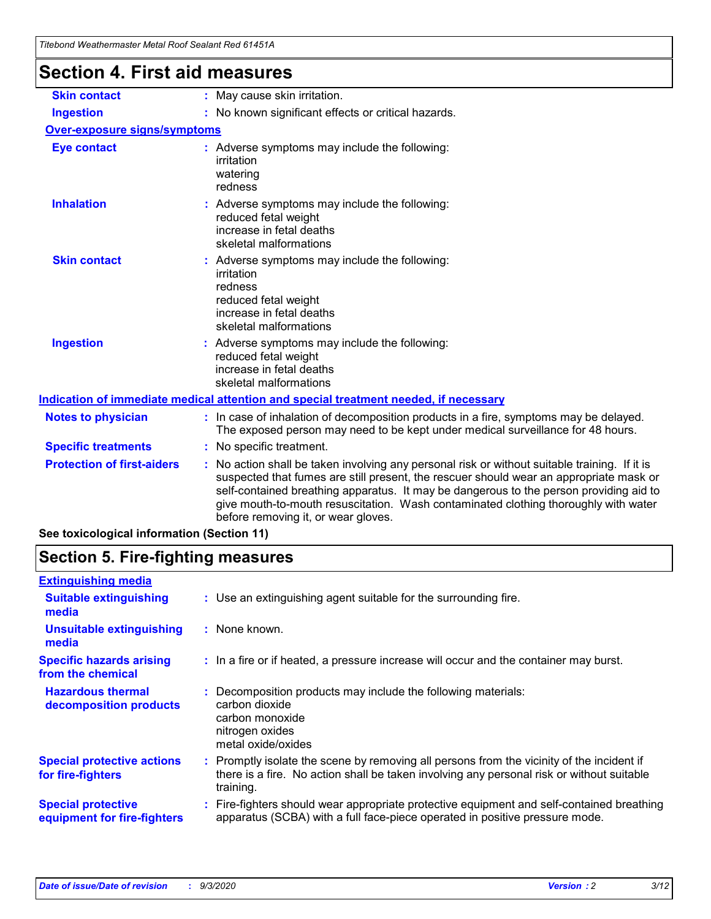# Section 4. First aid measures

| | |
|---|---|
| **Skin contact** | : May cause skin irritation. |
| **Ingestion** | : No known significant effects or critical hazards. |

**Over-exposure signs/symptoms**

| | |
|---|---|
| **Eye contact** | : Adverse symptoms may include the following:<br>irritation<br>watering<br>redness |
| **Inhalation** | : Adverse symptoms may include the following:<br>reduced fetal weight<br>increase in fetal deaths<br>skeletal malformations |
| **Skin contact** | : Adverse symptoms may include the following:<br>irritation<br>redness<br>reduced fetal weight<br>increase in fetal deaths<br>skeletal malformations |
| **Ingestion** | : Adverse symptoms may include the following:<br>reduced fetal weight<br>increase in fetal deaths<br>skeletal malformations |

**Indication of immediate medical attention and special treatment needed, if necessary**

| | |
|---|---|
| **Notes to physician** | : In case of inhalation of decomposition products in a fire, symptoms may be delayed. The exposed person may need to be kept under medical surveillance for 48 hours. |
| **Specific treatments** | : No specific treatment. |
| **Protection of first-aiders** | : No action shall be taken involving any personal risk or without suitable training. If it is suspected that fumes are still present, the rescuer should wear an appropriate mask or self-contained breathing apparatus. It may be dangerous to the person providing aid to give mouth-to-mouth resuscitation. Wash contaminated clothing thoroughly with water before removing it, or wear gloves. |

**See toxicological information (Section 11)**

# Section 5. Fire-fighting measures

**Extinguishing media**

| | |
|---|---|
| **Suitable extinguishing media** | : Use an extinguishing agent suitable for the surrounding fire. |
| **Unsuitable extinguishing media** | : None known. |
| **Specific hazards arising from the chemical** | : In a fire or if heated, a pressure increase will occur and the container may burst. |
| **Hazardous thermal decomposition products** | : Decomposition products may include the following materials:<br>carbon dioxide<br>carbon monoxide<br>nitrogen oxides<br>metal oxide/oxides |
| **Special protective actions for fire-fighters** | : Promptly isolate the scene by removing all persons from the vicinity of the incident if there is a fire. No action shall be taken involving any personal risk or without suitable training. |
| **Special protective equipment for fire-fighters** | : Fire-fighters should wear appropriate protective equipment and self-contained breathing apparatus (SCBA) with a full face-piece operated in positive pressure mode. |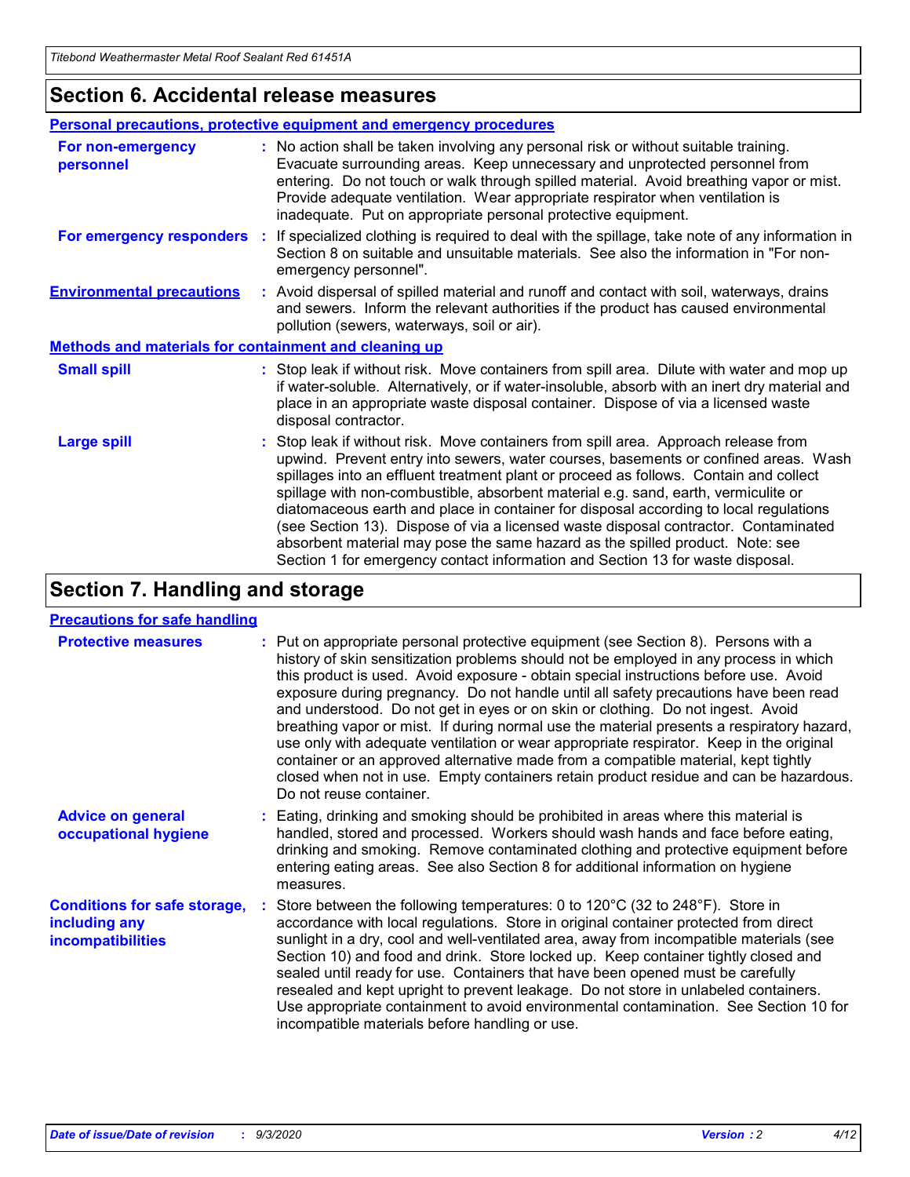## Section 6. Accidental release measures

### Personal precautions, protective equipment and emergency procedures

**For non-emergency personnel** : No action shall be taken involving any personal risk or without suitable training. Evacuate surrounding areas. Keep unnecessary and unprotected personnel from entering. Do not touch or walk through spilled material. Avoid breathing vapor or mist. Provide adequate ventilation. Wear appropriate respirator when ventilation is inadequate. Put on appropriate personal protective equipment.

**For emergency responders** : If specialized clothing is required to deal with the spillage, take note of any information in Section 8 on suitable and unsuitable materials. See also the information in "For non-emergency personnel".

**Environmental precautions** : Avoid dispersal of spilled material and runoff and contact with soil, waterways, drains and sewers. Inform the relevant authorities if the product has caused environmental pollution (sewers, waterways, soil or air).

### Methods and materials for containment and cleaning up

**Small spill** : Stop leak if without risk. Move containers from spill area. Dilute with water and mop up if water-soluble. Alternatively, or if water-insoluble, absorb with an inert dry material and place in an appropriate waste disposal container. Dispose of via a licensed waste disposal contractor.

**Large spill** : Stop leak if without risk. Move containers from spill area. Approach release from upwind. Prevent entry into sewers, water courses, basements or confined areas. Wash spillages into an effluent treatment plant or proceed as follows. Contain and collect spillage with non-combustible, absorbent material e.g. sand, earth, vermiculite or diatomaceous earth and place in container for disposal according to local regulations (see Section 13). Dispose of via a licensed waste disposal contractor. Contaminated absorbent material may pose the same hazard as the spilled product. Note: see Section 1 for emergency contact information and Section 13 for waste disposal.

## Section 7. Handling and storage

### Precautions for safe handling

**Protective measures** : Put on appropriate personal protective equipment (see Section 8). Persons with a history of skin sensitization problems should not be employed in any process in which this product is used. Avoid exposure - obtain special instructions before use. Avoid exposure during pregnancy. Do not handle until all safety precautions have been read and understood. Do not get in eyes or on skin or clothing. Do not ingest. Avoid breathing vapor or mist. If during normal use the material presents a respiratory hazard, use only with adequate ventilation or wear appropriate respirator. Keep in the original container or an approved alternative made from a compatible material, kept tightly closed when not in use. Empty containers retain product residue and can be hazardous. Do not reuse container.

**Advice on general occupational hygiene** : Eating, drinking and smoking should be prohibited in areas where this material is handled, stored and processed. Workers should wash hands and face before eating, drinking and smoking. Remove contaminated clothing and protective equipment before entering eating areas. See also Section 8 for additional information on hygiene measures.

**Conditions for safe storage, including any incompatibilities** : Store between the following temperatures: 0 to 120°C (32 to 248°F). Store in accordance with local regulations. Store in original container protected from direct sunlight in a dry, cool and well-ventilated area, away from incompatible materials (see Section 10) and food and drink. Store locked up. Keep container tightly closed and sealed until ready for use. Containers that have been opened must be carefully resealed and kept upright to prevent leakage. Do not store in unlabeled containers. Use appropriate containment to avoid environmental contamination. See Section 10 for incompatible materials before handling or use.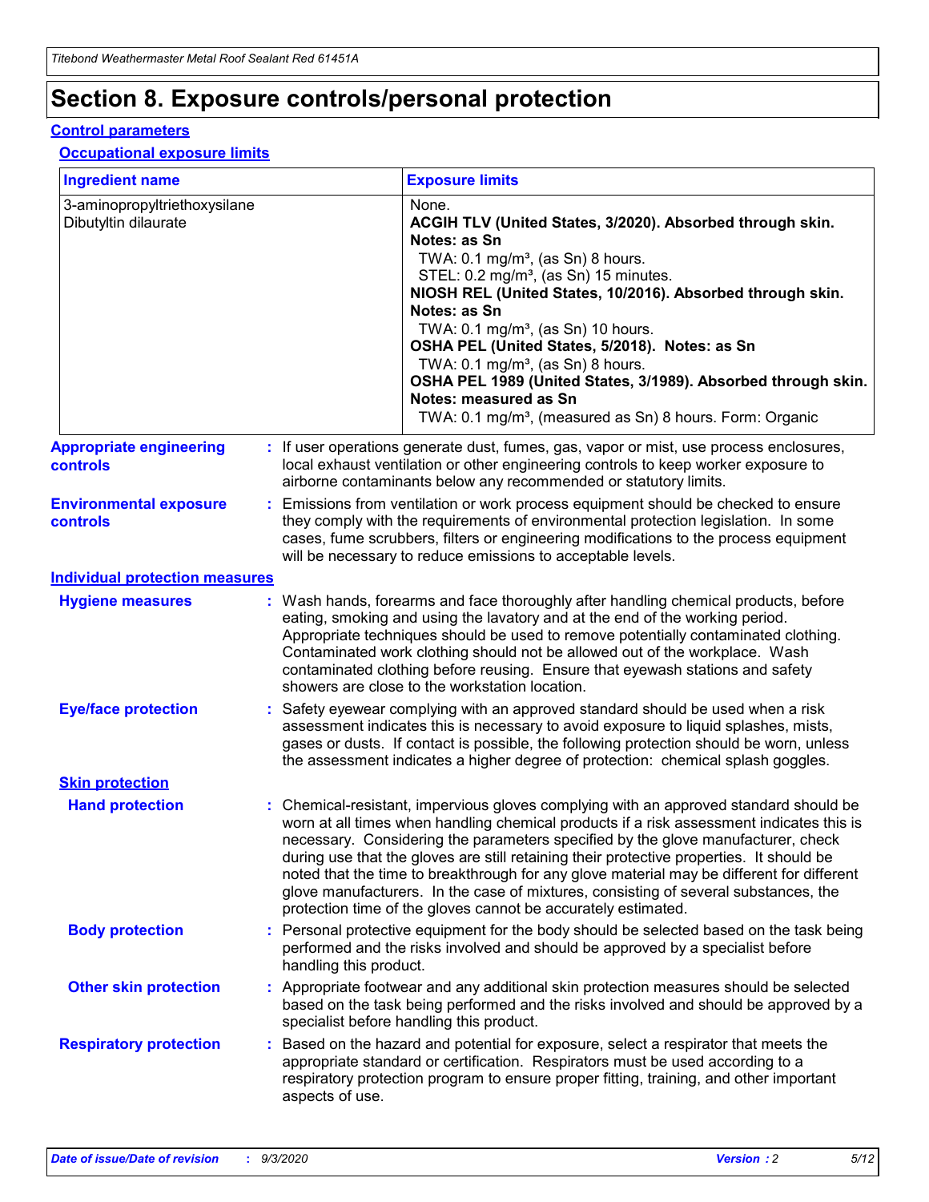# Section 8. Exposure controls/personal protection

## Control parameters

### Occupational exposure limits

| Ingredient name | Exposure limits |
|---|---|
| 3-aminopropyltriethoxysilane<br>Dibutyltin dilaurate | None.<br>**ACGIH TLV (United States, 3/2020). Absorbed through skin. Notes: as Sn**<br>TWA: 0.1 mg/m³, (as Sn) 8 hours.<br>STEL: 0.2 mg/m³, (as Sn) 15 minutes.<br>**NIOSH REL (United States, 10/2016). Absorbed through skin. Notes: as Sn**<br>TWA: 0.1 mg/m³, (as Sn) 10 hours.<br>**OSHA PEL (United States, 5/2018). Notes: as Sn**<br>TWA: 0.1 mg/m³, (as Sn) 8 hours.<br>**OSHA PEL 1989 (United States, 3/1989). Absorbed through skin. Notes: measured as Sn**<br>TWA: 0.1 mg/m³, (measured as Sn) 8 hours. Form: Organic |

**Appropriate engineering controls** : If user operations generate dust, fumes, gas, vapor or mist, use process enclosures, local exhaust ventilation or other engineering controls to keep worker exposure to airborne contaminants below any recommended or statutory limits.

**Environmental exposure controls** : Emissions from ventilation or work process equipment should be checked to ensure they comply with the requirements of environmental protection legislation. In some cases, fume scrubbers, filters or engineering modifications to the process equipment will be necessary to reduce emissions to acceptable levels.

## Individual protection measures

**Hygiene measures** : Wash hands, forearms and face thoroughly after handling chemical products, before eating, smoking and using the lavatory and at the end of the working period. Appropriate techniques should be used to remove potentially contaminated clothing. Contaminated work clothing should not be allowed out of the workplace. Wash contaminated clothing before reusing. Ensure that eyewash stations and safety showers are close to the workstation location.

**Eye/face protection** : Safety eyewear complying with an approved standard should be used when a risk assessment indicates this is necessary to avoid exposure to liquid splashes, mists, gases or dusts. If contact is possible, the following protection should be worn, unless the assessment indicates a higher degree of protection: chemical splash goggles.

### Skin protection

**Hand protection** : Chemical-resistant, impervious gloves complying with an approved standard should be worn at all times when handling chemical products if a risk assessment indicates this is necessary. Considering the parameters specified by the glove manufacturer, check during use that the gloves are still retaining their protective properties. It should be noted that the time to breakthrough for any glove material may be different for different glove manufacturers. In the case of mixtures, consisting of several substances, the protection time of the gloves cannot be accurately estimated.

**Body protection** : Personal protective equipment for the body should be selected based on the task being performed and the risks involved and should be approved by a specialist before handling this product.

**Other skin protection** : Appropriate footwear and any additional skin protection measures should be selected based on the task being performed and the risks involved and should be approved by a specialist before handling this product.

**Respiratory protection** : Based on the hazard and potential for exposure, select a respirator that meets the appropriate standard or certification. Respirators must be used according to a respiratory protection program to ensure proper fitting, training, and other important aspects of use.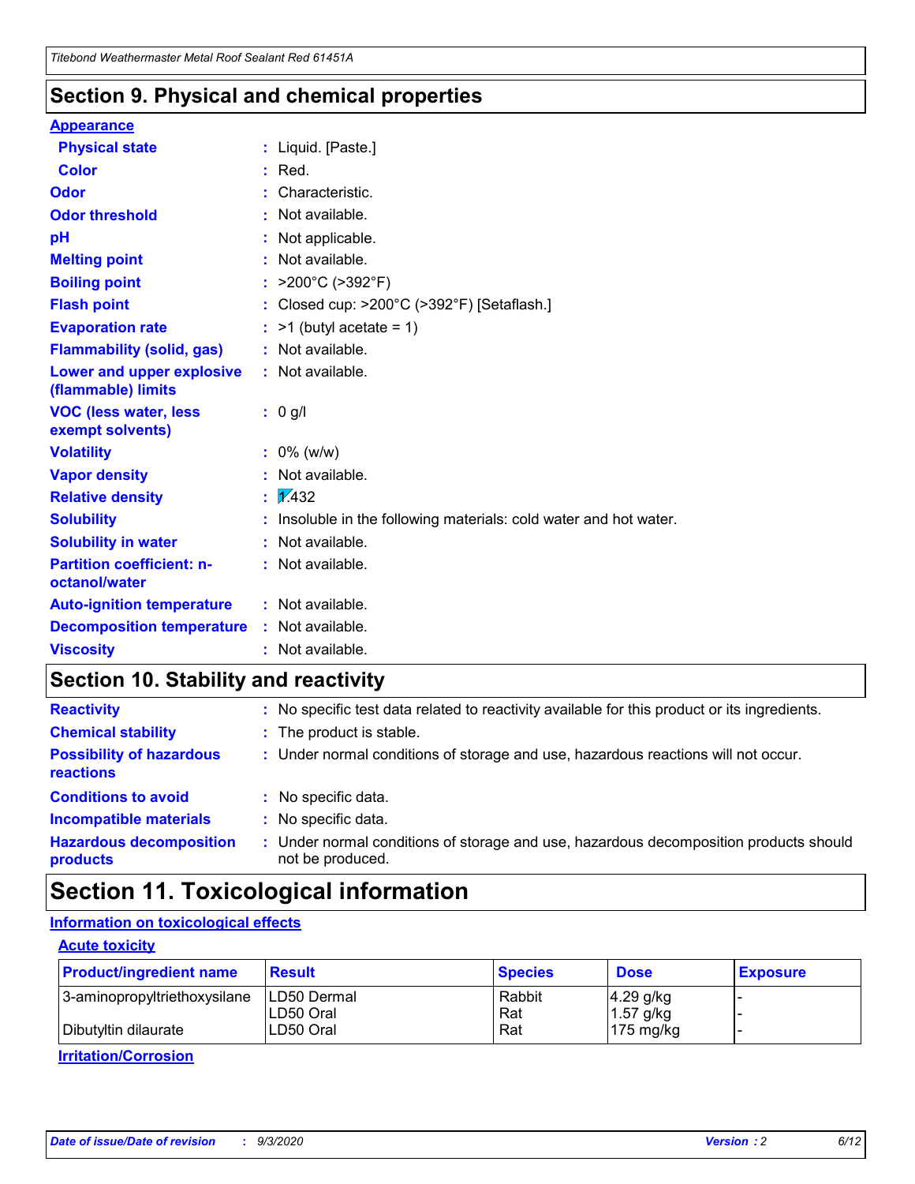## Section 9. Physical and chemical properties

**Appearance**

| | |
|---|---|
| **Physical state** | : Liquid. [Paste.] |
| **Color** | : Red. |
| **Odor** | : Characteristic. |
| **Odor threshold** | : Not available. |
| **pH** | : Not applicable. |
| **Melting point** | : Not available. |
| **Boiling point** | : >200°C (>392°F) |
| **Flash point** | : Closed cup: >200°C (>392°F) [Setaflash.] |
| **Evaporation rate** | : >1 (butyl acetate = 1) |
| **Flammability (solid, gas)** | : Not available. |
| **Lower and upper explosive (flammable) limits** | : Not available. |
| **VOC (less water, less exempt solvents)** | : 0 g/l |
| **Volatility** | : 0% (w/w) |
| **Vapor density** | : Not available. |
| **Relative density** | : 1.432 |
| **Solubility** | : Insoluble in the following materials: cold water and hot water. |
| **Solubility in water** | : Not available. |
| **Partition coefficient: n-octanol/water** | : Not available. |
| **Auto-ignition temperature** | : Not available. |
| **Decomposition temperature** | : Not available. |
| **Viscosity** | : Not available. |

## Section 10. Stability and reactivity

| | |
|---|---|
| **Reactivity** | : No specific test data related to reactivity available for this product or its ingredients. |
| **Chemical stability** | : The product is stable. |
| **Possibility of hazardous reactions** | : Under normal conditions of storage and use, hazardous reactions will not occur. |
| **Conditions to avoid** | : No specific data. |
| **Incompatible materials** | : No specific data. |
| **Hazardous decomposition products** | : Under normal conditions of storage and use, hazardous decomposition products should not be produced. |

## Section 11. Toxicological information

**Information on toxicological effects**

**Acute toxicity**

| Product/ingredient name | Result | Species | Dose | Exposure |
|---|---|---|---|---|
| 3-aminopropyltriethoxysilane | LD50 Dermal | Rabbit | 4.29 g/kg | - |
| | LD50 Oral | Rat | 1.57 g/kg | - |
| Dibutyltin dilaurate | LD50 Oral | Rat | 175 mg/kg | - |

**Irritation/Corrosion**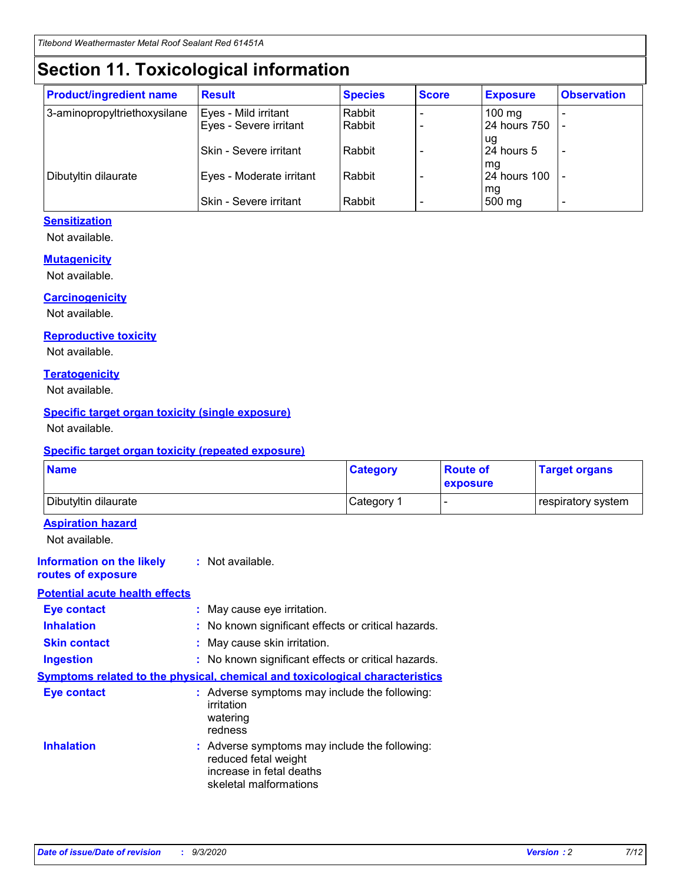# Section 11. Toxicological information

| Product/ingredient name | Result | Species | Score | Exposure | Observation |
| --- | --- | --- | --- | --- | --- |
| 3-aminopropyltriethoxysilane | Eyes - Mild irritant | Rabbit | - | 100 mg | - |
| | Eyes - Severe irritant | Rabbit | - | 24 hours 750 ug | - |
| | Skin - Severe irritant | Rabbit | - | 24 hours 5 mg | - |
| Dibutyltin dilaurate | Eyes - Moderate irritant | Rabbit | - | 24 hours 100 mg | - |
| | Skin - Severe irritant | Rabbit | - | 500 mg | - |

### Sensitization

Not available.

### Mutagenicity

Not available.

### Carcinogenicity

Not available.

### Reproductive toxicity

Not available.

### Teratogenicity

Not available.

### Specific target organ toxicity (single exposure)

Not available.

### Specific target organ toxicity (repeated exposure)

| Name | Category | Route of exposure | Target organs |
| --- | --- | --- | --- |
| Dibutyltin dilaurate | Category 1 | - | respiratory system |

### Aspiration hazard

Not available.

**Information on the likely routes of exposure** : Not available.

### Potential acute health effects

**Eye contact** : May cause eye irritation.

**Inhalation** : No known significant effects or critical hazards.

**Skin contact** : May cause skin irritation.

**Ingestion** : No known significant effects or critical hazards.

### Symptoms related to the physical, chemical and toxicological characteristics

**Eye contact** : Adverse symptoms may include the following:
irritation
watering
redness

**Inhalation** : Adverse symptoms may include the following:
reduced fetal weight
increase in fetal deaths
skeletal malformations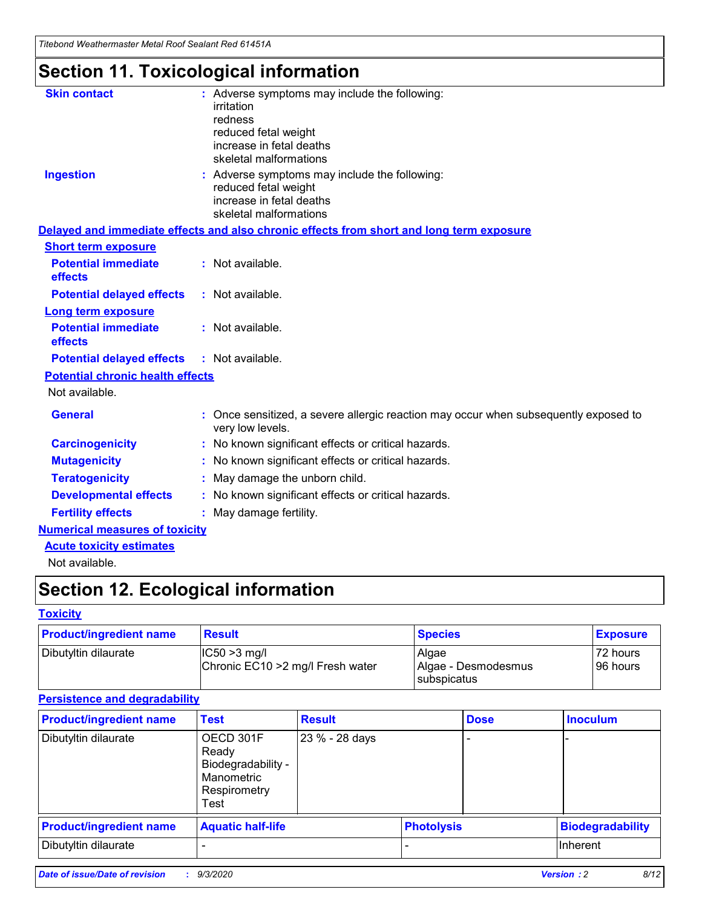# Section 11. Toxicological information

**Skin contact** : Adverse symptoms may include the following:
irritation
redness
reduced fetal weight
increase in fetal deaths
skeletal malformations

**Ingestion** : Adverse symptoms may include the following:
reduced fetal weight
increase in fetal deaths
skeletal malformations

## Delayed and immediate effects and also chronic effects from short and long term exposure

### Short term exposure

**Potential immediate effects** : Not available.

**Potential delayed effects** : Not available.

### Long term exposure

**Potential immediate effects** : Not available.

**Potential delayed effects** : Not available.

### Potential chronic health effects

Not available.

**General** : Once sensitized, a severe allergic reaction may occur when subsequently exposed to very low levels.

**Carcinogenicity** : No known significant effects or critical hazards.

**Mutagenicity** : No known significant effects or critical hazards.

**Teratogenicity** : May damage the unborn child.

**Developmental effects** : No known significant effects or critical hazards.

**Fertility effects** : May damage fertility.

## Numerical measures of toxicity

### Acute toxicity estimates

Not available.

# Section 12. Ecological information

## Toxicity

| Product/ingredient name | Result | Species | Exposure |
|---|---|---|---|
| Dibutyltin dilaurate | IC50 >3 mg/l<br>Chronic EC10 >2 mg/l Fresh water | Algae<br>Algae - Desmodesmus subspicatus | 72 hours<br>96 hours |

## Persistence and degradability

| Product/ingredient name | Test | Result | Dose | Inoculum |
|---|---|---|---|---|
| Dibutyltin dilaurate | OECD 301F Ready Biodegradability - Manometric Respirometry Test | 23 % - 28 days | - | - |

| Product/ingredient name | Aquatic half-life | Photolysis | Biodegradability |
|---|---|---|---|
| Dibutyltin dilaurate | - | - | Inherent |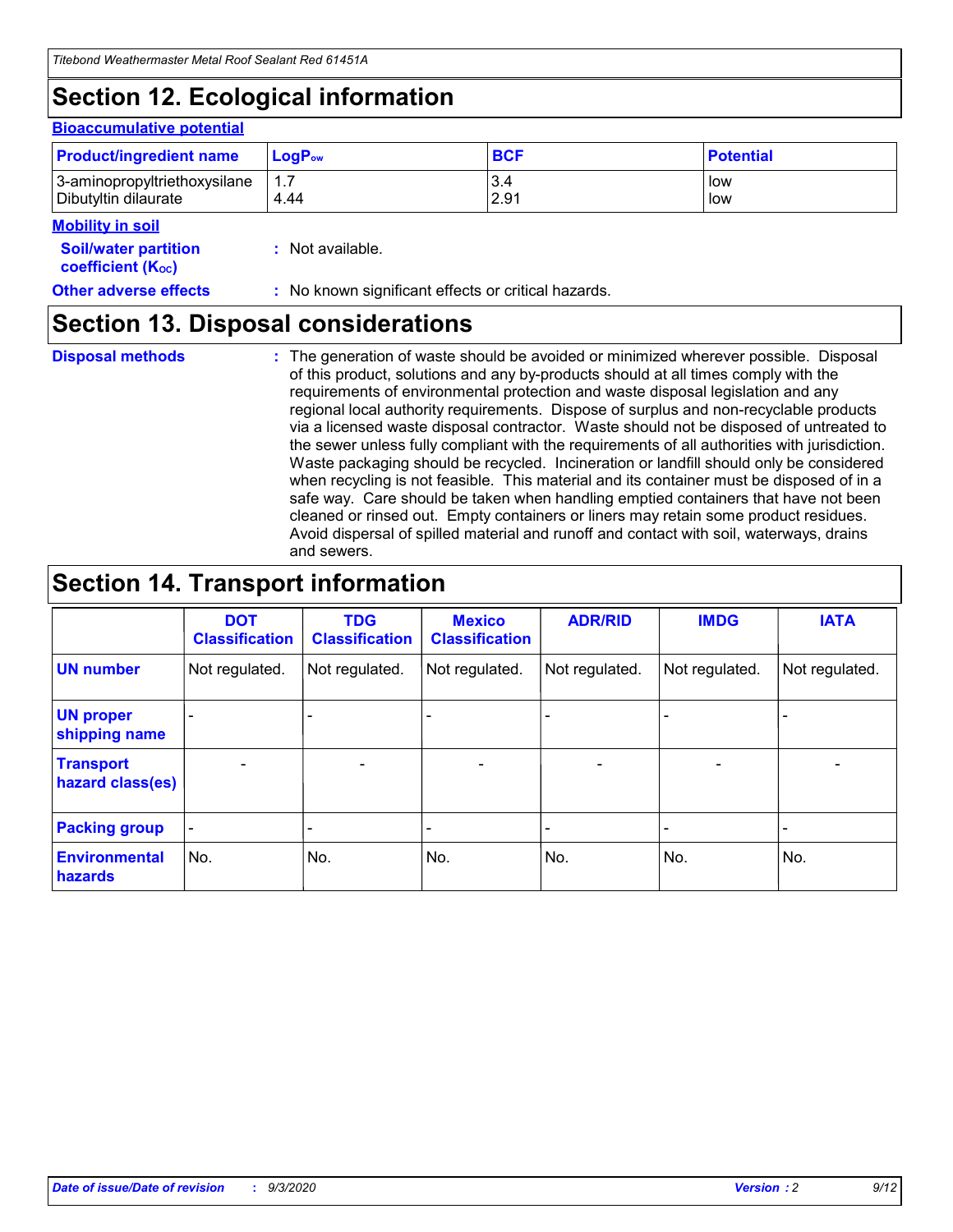# Section 12. Ecological information

### Bioaccumulative potential

| Product/ingredient name | $LogP_{ow}$ | BCF | Potential |
|---|---|---|---|
| 3-aminopropyltriethoxysilane | 1.7 | 3.4 | low |
| Dibutyltin dilaurate | 4.44 | 2.91 | low |

### Mobility in soil

**Soil/water partition coefficient ($K_{OC}$)** : Not available.

**Other adverse effects** : No known significant effects or critical hazards.

# Section 13. Disposal considerations

**Disposal methods** : The generation of waste should be avoided or minimized wherever possible. Disposal of this product, solutions and any by-products should at all times comply with the requirements of environmental protection and waste disposal legislation and any regional local authority requirements. Dispose of surplus and non-recyclable products via a licensed waste disposal contractor. Waste should not be disposed of untreated to the sewer unless fully compliant with the requirements of all authorities with jurisdiction. Waste packaging should be recycled. Incineration or landfill should only be considered when recycling is not feasible. This material and its container must be disposed of in a safe way. Care should be taken when handling emptied containers that have not been cleaned or rinsed out. Empty containers or liners may retain some product residues. Avoid dispersal of spilled material and runoff and contact with soil, waterways, drains and sewers.

# Section 14. Transport information

| | DOT Classification | TDG Classification | Mexico Classification | ADR/RID | IMDG | IATA |
|---|---|---|---|---|---|---|
| **UN number** | Not regulated. | Not regulated. | Not regulated. | Not regulated. | Not regulated. | Not regulated. |
| **UN proper shipping name** | - | - | - | - | - | - |
| **Transport hazard class(es)** | - | - | - | - | - | - |
| **Packing group** | - | - | - | - | - | - |
| **Environmental hazards** | No. | No. | No. | No. | No. | No. |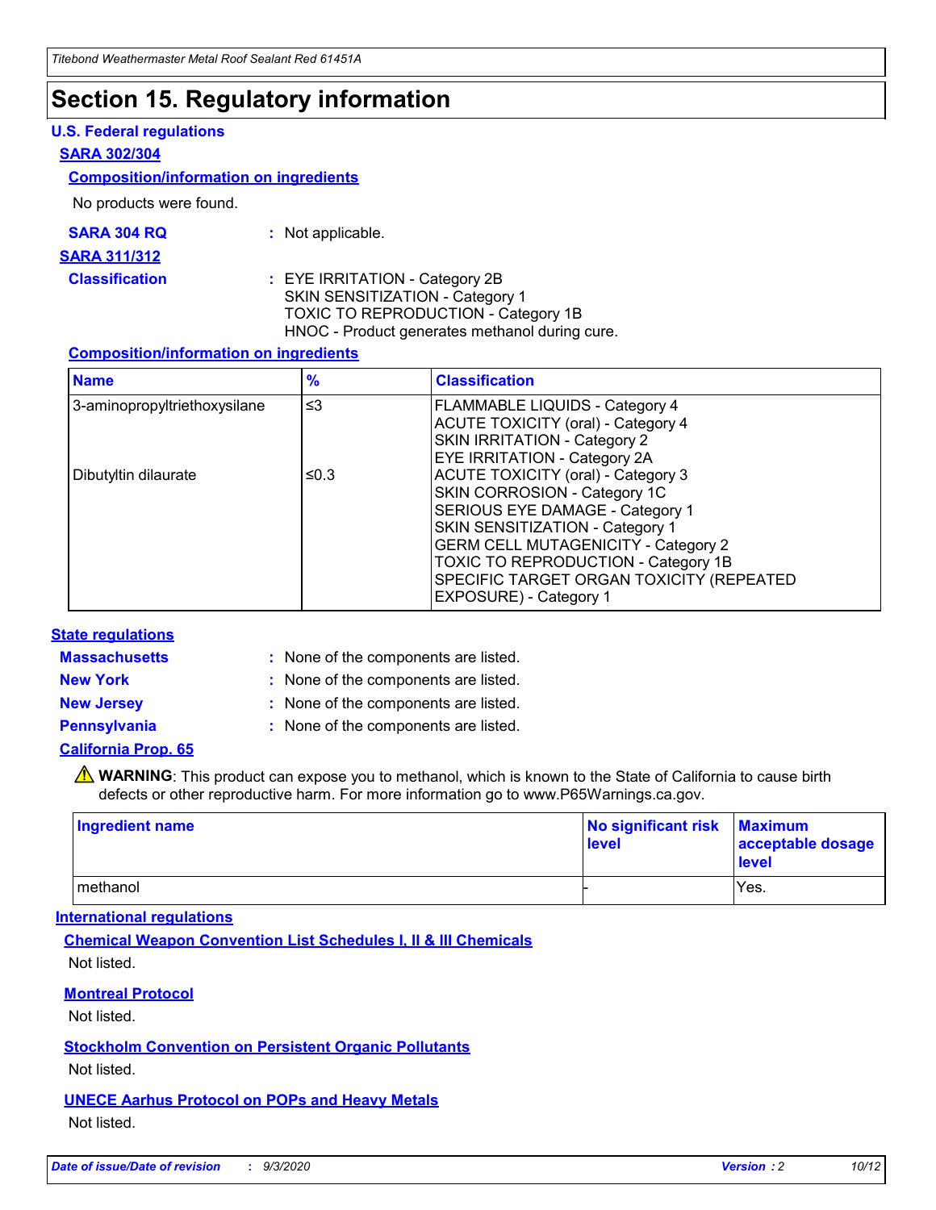# Section 15. Regulatory information

### U.S. Federal regulations

**SARA 302/304**

**Composition/information on ingredients**

No products were found.

**SARA 304 RQ** : Not applicable.

**SARA 311/312**

**Classification** : EYE IRRITATION - Category 2B
SKIN SENSITIZATION - Category 1
TOXIC TO REPRODUCTION - Category 1B
HNOC - Product generates methanol during cure.

**Composition/information on ingredients**

| Name | % | Classification |
|---|---|---|
| 3-aminopropyltriethoxysilane | ≤3 | FLAMMABLE LIQUIDS - Category 4<br>ACUTE TOXICITY (oral) - Category 4<br>SKIN IRRITATION - Category 2<br>EYE IRRITATION - Category 2A |
| Dibutyltin dilaurate | ≤0.3 | ACUTE TOXICITY (oral) - Category 3<br>SKIN CORROSION - Category 1C<br>SERIOUS EYE DAMAGE - Category 1<br>SKIN SENSITIZATION - Category 1<br>GERM CELL MUTAGENICITY - Category 2<br>TOXIC TO REPRODUCTION - Category 1B<br>SPECIFIC TARGET ORGAN TOXICITY (REPEATED EXPOSURE) - Category 1 |

### State regulations

**Massachusetts** : None of the components are listed.

**New York** : None of the components are listed.

**New Jersey** : None of the components are listed.

**Pennsylvania** : None of the components are listed.

**California Prop. 65**

⚠ **WARNING**: This product can expose you to methanol, which is known to the State of California to cause birth defects or other reproductive harm. For more information go to www.P65Warnings.ca.gov.

| Ingredient name | No significant risk level | Maximum acceptable dosage level |
|---|---|---|
| methanol | - | Yes. |

### International regulations

**Chemical Weapon Convention List Schedules I, II & III Chemicals**

Not listed.

**Montreal Protocol**

Not listed.

**Stockholm Convention on Persistent Organic Pollutants**

Not listed.

**UNECE Aarhus Protocol on POPs and Heavy Metals**

Not listed.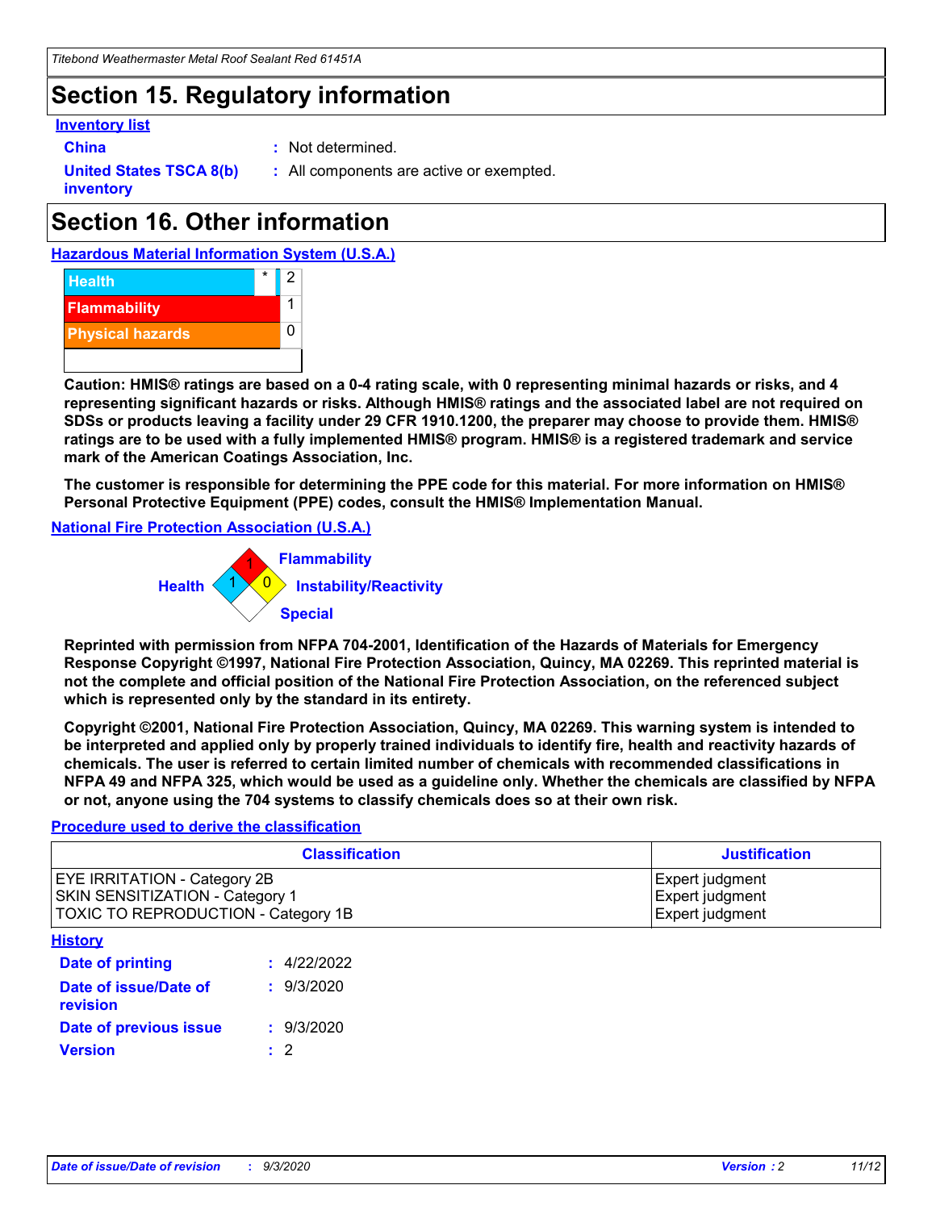## Section 15. Regulatory information

**Inventory list**

**China** : Not determined.

**United States TSCA 8(b) inventory** : All components are active or exempted.

## Section 16. Other information

**Hazardous Material Information System (U.S.A.)**

| | | |
|---|---|---|
| Health | * | 2 |
| Flammability | | 1 |
| Physical hazards | | 0 |

**Caution: HMIS® ratings are based on a 0-4 rating scale, with 0 representing minimal hazards or risks, and 4 representing significant hazards or risks. Although HMIS® ratings and the associated label are not required on SDSs or products leaving a facility under 29 CFR 1910.1200, the preparer may choose to provide them. HMIS® ratings are to be used with a fully implemented HMIS® program. HMIS® is a registered trademark and service mark of the American Coatings Association, Inc.**

**The customer is responsible for determining the PPE code for this material. For more information on HMIS® Personal Protective Equipment (PPE) codes, consult the HMIS® Implementation Manual.**

**National Fire Protection Association (U.S.A.)**

Flammability: 1
Health: 1
Instability/Reactivity: 0
Special

**Reprinted with permission from NFPA 704-2001, Identification of the Hazards of Materials for Emergency Response Copyright ©1997, National Fire Protection Association, Quincy, MA 02269. This reprinted material is not the complete and official position of the National Fire Protection Association, on the referenced subject which is represented only by the standard in its entirety.**

**Copyright ©2001, National Fire Protection Association, Quincy, MA 02269. This warning system is intended to be interpreted and applied only by properly trained individuals to identify fire, health and reactivity hazards of chemicals. The user is referred to certain limited number of chemicals with recommended classifications in NFPA 49 and NFPA 325, which would be used as a guideline only. Whether the chemicals are classified by NFPA or not, anyone using the 704 systems to classify chemicals does so at their own risk.**

**Procedure used to derive the classification**

| Classification | Justification |
|---|---|
| EYE IRRITATION - Category 2B | Expert judgment |
| SKIN SENSITIZATION - Category 1 | Expert judgment |
| TOXIC TO REPRODUCTION - Category 1B | Expert judgment |

**History**

**Date of printing** : 4/22/2022

**Date of issue/Date of revision** : 9/3/2020

**Date of previous issue** : 9/3/2020

**Version** : 2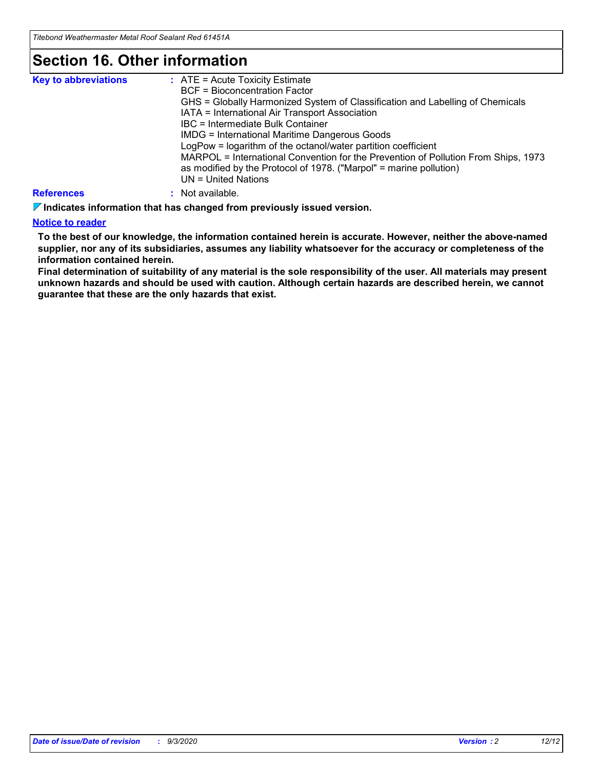# Section 16. Other information

**Key to abbreviations** : ATE = Acute Toxicity Estimate
BCF = Bioconcentration Factor
GHS = Globally Harmonized System of Classification and Labelling of Chemicals
IATA = International Air Transport Association
IBC = Intermediate Bulk Container
IMDG = International Maritime Dangerous Goods
LogPow = logarithm of the octanol/water partition coefficient
MARPOL = International Convention for the Prevention of Pollution From Ships, 1973 as modified by the Protocol of 1978. ("Marpol" = marine pollution)
UN = United Nations

**References** : Not available.

**Indicates information that has changed from previously issued version.**

**Notice to reader**

**To the best of our knowledge, the information contained herein is accurate. However, neither the above-named supplier, nor any of its subsidiaries, assumes any liability whatsoever for the accuracy or completeness of the information contained herein.**

**Final determination of suitability of any material is the sole responsibility of the user. All materials may present unknown hazards and should be used with caution. Although certain hazards are described herein, we cannot guarantee that these are the only hazards that exist.**